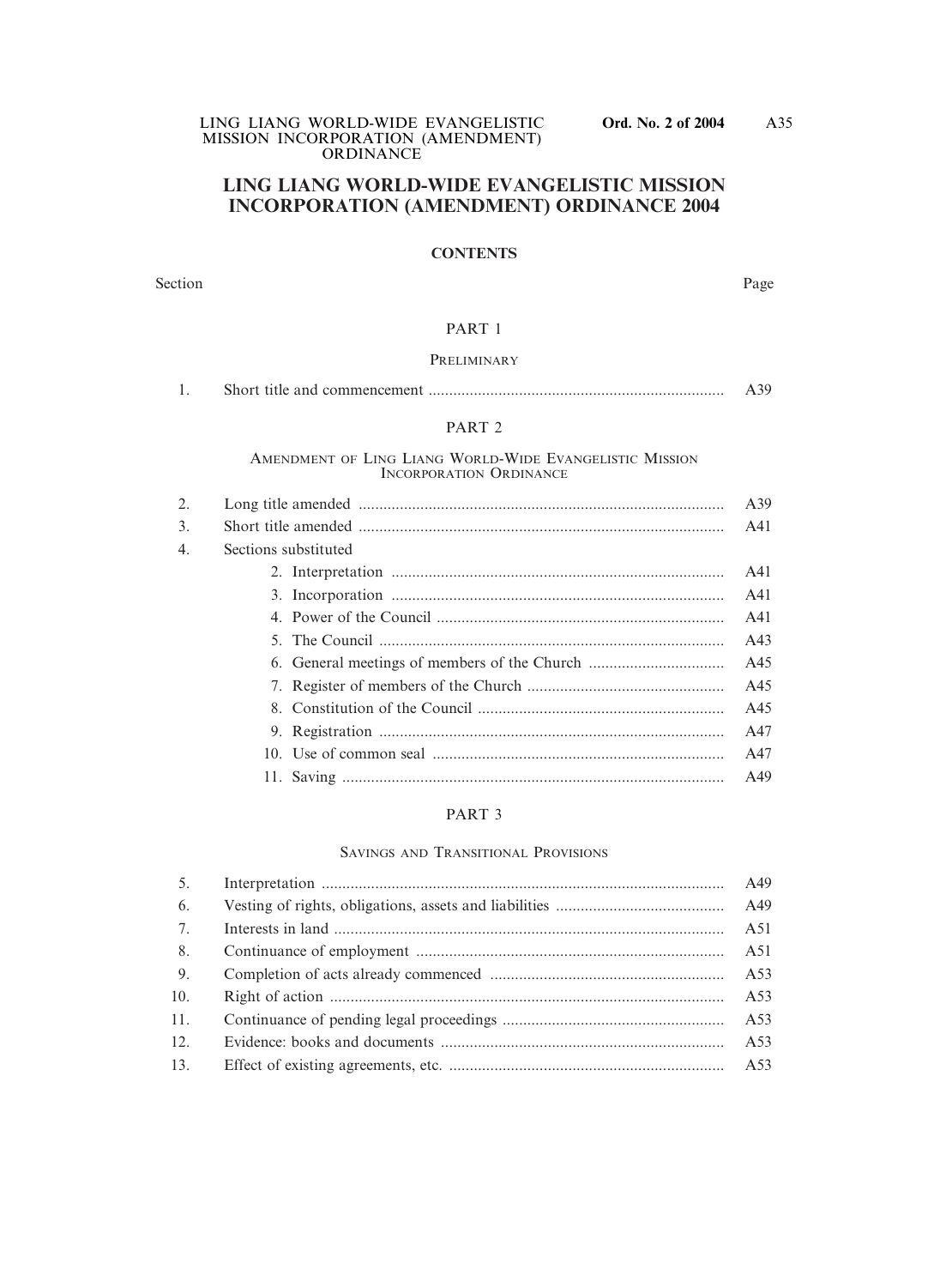# LING LIANG WORLD-WIDE EVANGELISTIC MISSION INCORPORATION (AMENDMENT) ORDINANCE 2004

## CONTENTS

| Section | | Page |
|---|---|---|
| | **PART 1** | |
| | **PRELIMINARY** | |
| 1. | Short title and commencement | A39 |
| | **PART 2** | |
| | **AMENDMENT OF LING LIANG WORLD-WIDE EVANGELISTIC MISSION INCORPORATION ORDINANCE** | |
| 2. | Long title amended | A39 |
| 3. | Short title amended | A41 |
| 4. | Sections substituted | |
| | 2. Interpretation | A41 |
| | 3. Incorporation | A41 |
| | 4. Power of the Council | A41 |
| | 5. The Council | A43 |
| | 6. General meetings of members of the Church | A45 |
| | 7. Register of members of the Church | A45 |
| | 8. Constitution of the Council | A45 |
| | 9. Registration | A47 |
| | 10. Use of common seal | A47 |
| | 11. Saving | A49 |
| | **PART 3** | |
| | **SAVINGS AND TRANSITIONAL PROVISIONS** | |
| 5. | Interpretation | A49 |
| 6. | Vesting of rights, obligations, assets and liabilities | A49 |
| 7. | Interests in land | A51 |
| 8. | Continuance of employment | A51 |
| 9. | Completion of acts already commenced | A53 |
| 10. | Right of action | A53 |
| 11. | Continuance of pending legal proceedings | A53 |
| 12. | Evidence: books and documents | A53 |
| 13. | Effect of existing agreements, etc. | A53 |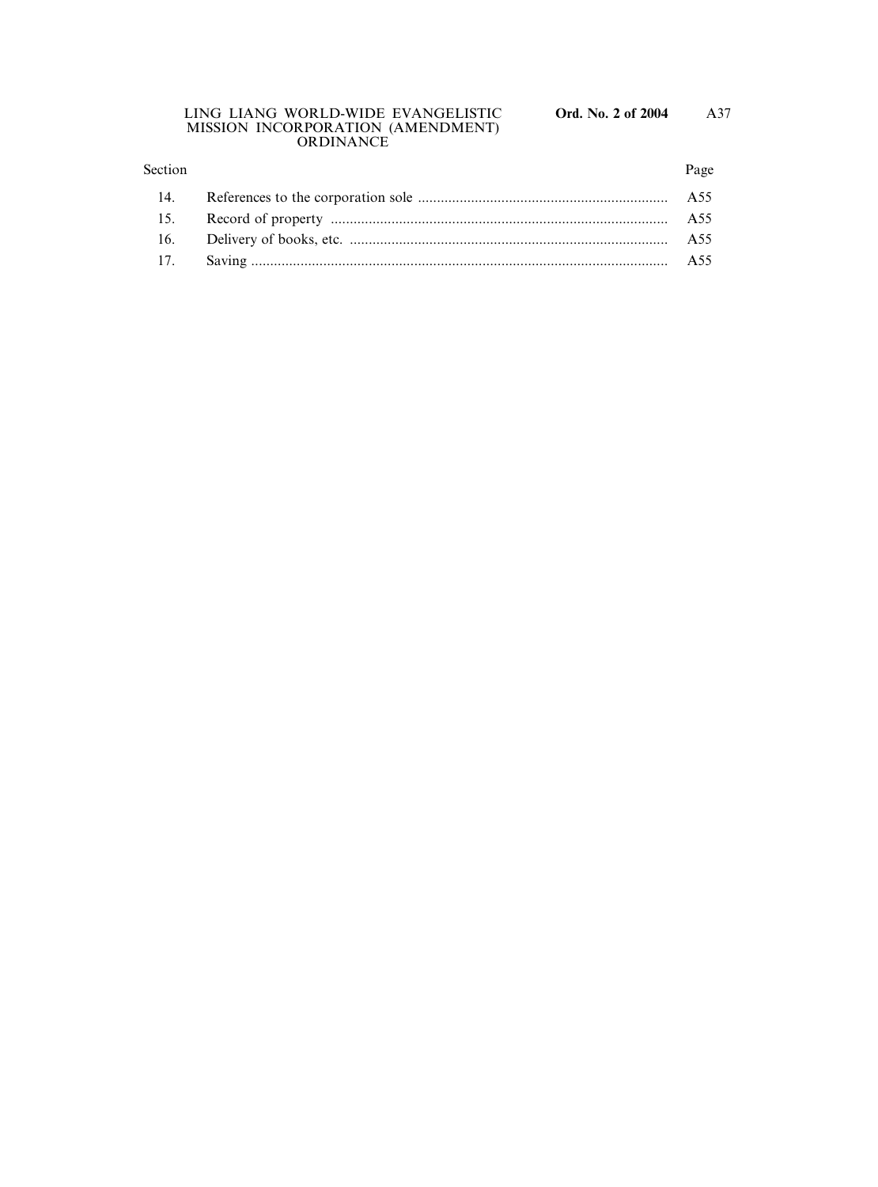| Section | | Page |
|---|---|---|
| 14. | References to the corporation sole | A55 |
| 15. | Record of property | A55 |
| 16. | Delivery of books, etc. | A55 |
| 17. | Saving | A55 |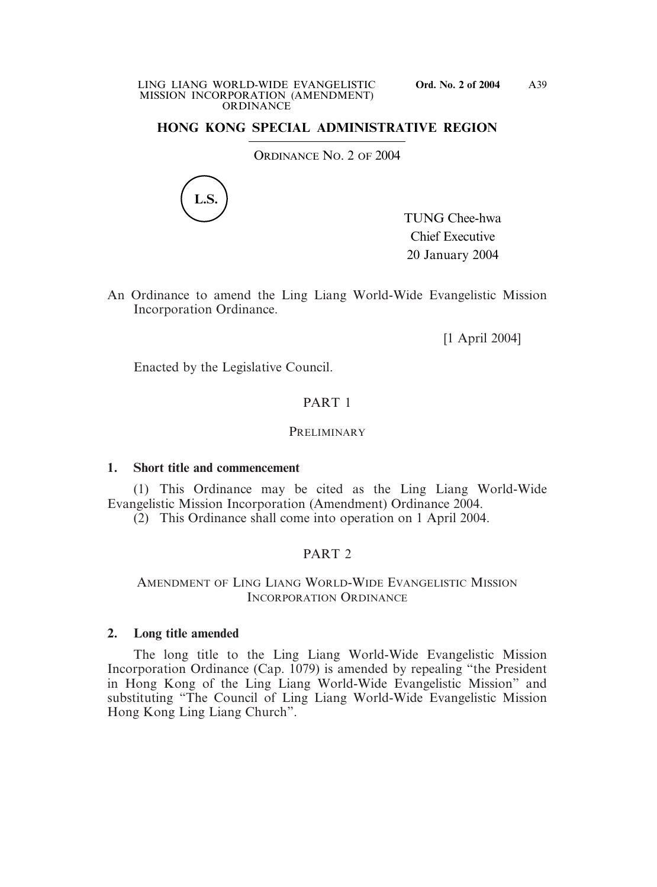# HONG KONG SPECIAL ADMINISTRATIVE REGION

ORDINANCE NO. 2 OF 2004

L.S.

TUNG Chee-hwa
Chief Executive
20 January 2004

An Ordinance to amend the Ling Liang World-Wide Evangelistic Mission Incorporation Ordinance.

[1 April 2004]

Enacted by the Legislative Council.

## PART 1

### PRELIMINARY

**1. Short title and commencement**

(1) This Ordinance may be cited as the Ling Liang World-Wide Evangelistic Mission Incorporation (Amendment) Ordinance 2004.

(2) This Ordinance shall come into operation on 1 April 2004.

## PART 2

### AMENDMENT OF LING LIANG WORLD-WIDE EVANGELISTIC MISSION INCORPORATION ORDINANCE

**2. Long title amended**

The long title to the Ling Liang World-Wide Evangelistic Mission Incorporation Ordinance (Cap. 1079) is amended by repealing "the President in Hong Kong of the Ling Liang World-Wide Evangelistic Mission" and substituting "The Council of Ling Liang World-Wide Evangelistic Mission Hong Kong Ling Liang Church".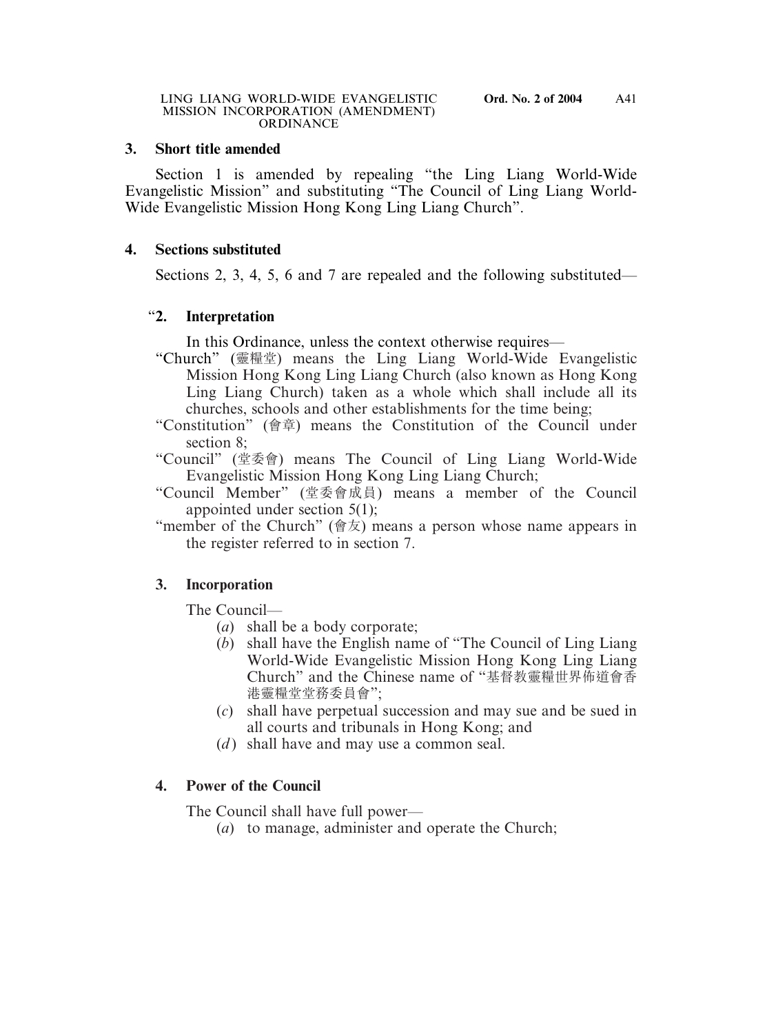**3. Short title amended**

Section 1 is amended by repealing "the Ling Liang World-Wide Evangelistic Mission" and substituting "The Council of Ling Liang World-Wide Evangelistic Mission Hong Kong Ling Liang Church".

**4. Sections substituted**

Sections 2, 3, 4, 5, 6 and 7 are repealed and the following substituted—

"**2. Interpretation**

In this Ordinance, unless the context otherwise requires—

"Church" (靈糧堂) means the Ling Liang World-Wide Evangelistic Mission Hong Kong Ling Liang Church (also known as Hong Kong Ling Liang Church) taken as a whole which shall include all its churches, schools and other establishments for the time being;

"Constitution" (會章) means the Constitution of the Council under section 8;

"Council" (堂委會) means The Council of Ling Liang World-Wide Evangelistic Mission Hong Kong Ling Liang Church;

"Council Member" (堂委會成員) means a member of the Council appointed under section 5(1);

"member of the Church" (會友) means a person whose name appears in the register referred to in section 7.

**3. Incorporation**

The Council—

(*a*) shall be a body corporate;

(*b*) shall have the English name of "The Council of Ling Liang World-Wide Evangelistic Mission Hong Kong Ling Liang Church" and the Chinese name of "基督教靈糧世界佈道會香港靈糧堂堂務委員會";

(*c*) shall have perpetual succession and may sue and be sued in all courts and tribunals in Hong Kong; and

(*d*) shall have and may use a common seal.

**4. Power of the Council**

The Council shall have full power—

(*a*) to manage, administer and operate the Church;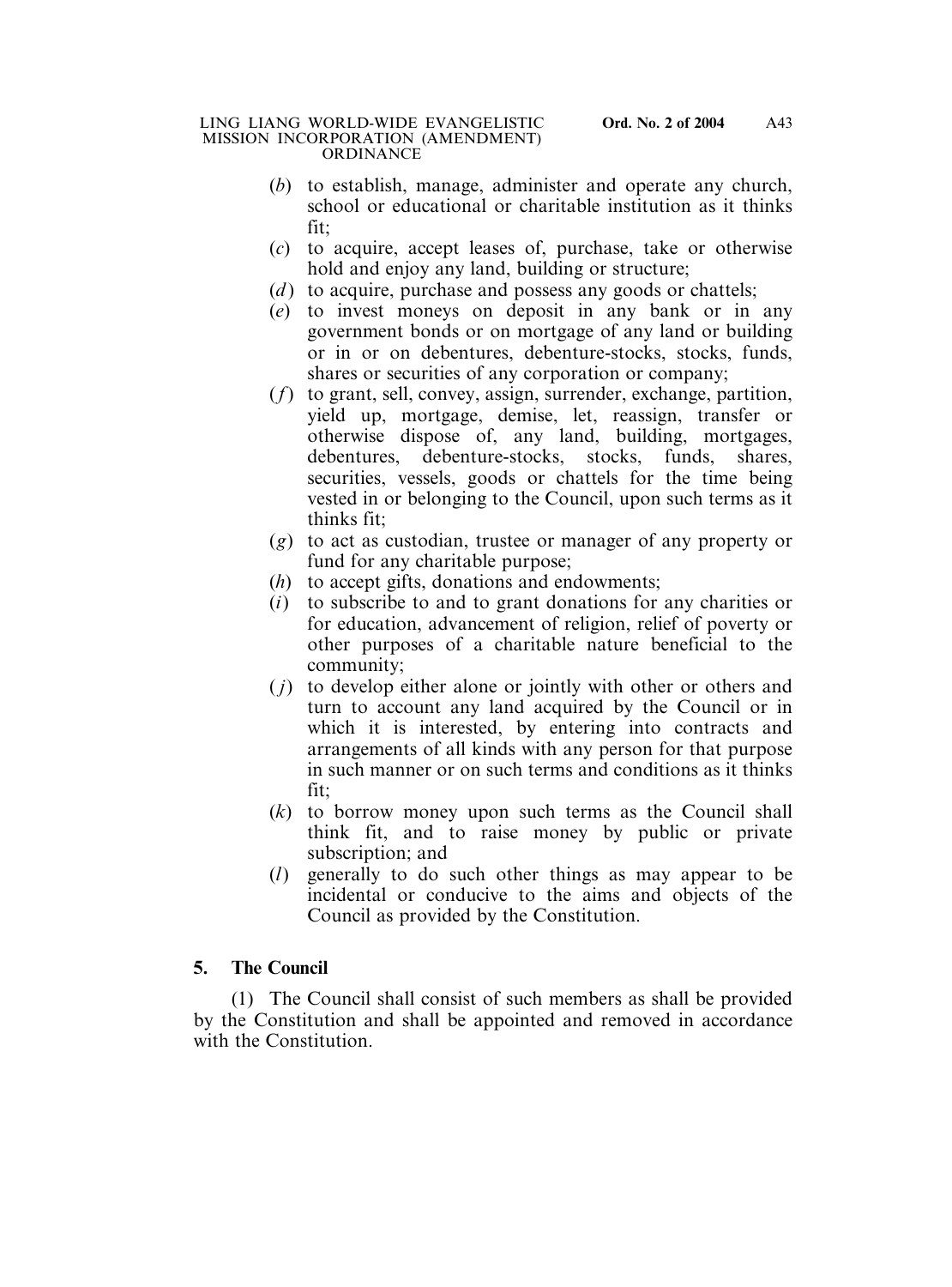(*b*) to establish, manage, administer and operate any church, school or educational or charitable institution as it thinks fit;

(*c*) to acquire, accept leases of, purchase, take or otherwise hold and enjoy any land, building or structure;

(*d*) to acquire, purchase and possess any goods or chattels;

(*e*) to invest moneys on deposit in any bank or in any government bonds or on mortgage of any land or building or in or on debentures, debenture-stocks, stocks, funds, shares or securities of any corporation or company;

(*f*) to grant, sell, convey, assign, surrender, exchange, partition, yield up, mortgage, demise, let, reassign, transfer or otherwise dispose of, any land, building, mortgages, debentures, debenture-stocks, stocks, funds, shares, securities, vessels, goods or chattels for the time being vested in or belonging to the Council, upon such terms as it thinks fit;

(*g*) to act as custodian, trustee or manager of any property or fund for any charitable purpose;

(*h*) to accept gifts, donations and endowments;

(*i*) to subscribe to and to grant donations for any charities or for education, advancement of religion, relief of poverty or other purposes of a charitable nature beneficial to the community;

(*j*) to develop either alone or jointly with other or others and turn to account any land acquired by the Council or in which it is interested, by entering into contracts and arrangements of all kinds with any person for that purpose in such manner or on such terms and conditions as it thinks fit;

(*k*) to borrow money upon such terms as the Council shall think fit, and to raise money by public or private subscription; and

(*l*) generally to do such other things as may appear to be incidental or conducive to the aims and objects of the Council as provided by the Constitution.

**5. The Council**

(1) The Council shall consist of such members as shall be provided by the Constitution and shall be appointed and removed in accordance with the Constitution.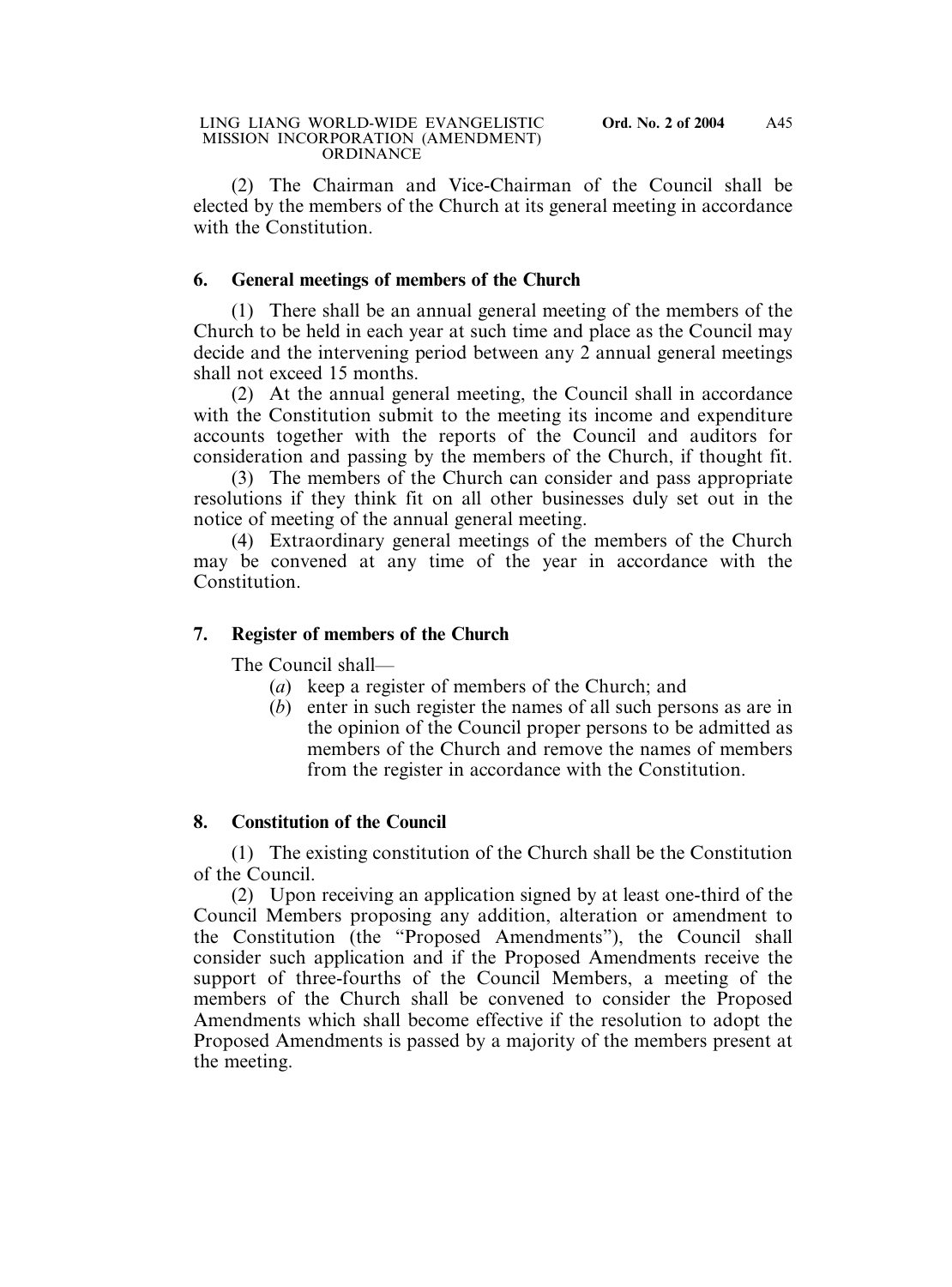(2) The Chairman and Vice-Chairman of the Council shall be elected by the members of the Church at its general meeting in accordance with the Constitution.

**6. General meetings of members of the Church**

(1) There shall be an annual general meeting of the members of the Church to be held in each year at such time and place as the Council may decide and the intervening period between any 2 annual general meetings shall not exceed 15 months.

(2) At the annual general meeting, the Council shall in accordance with the Constitution submit to the meeting its income and expenditure accounts together with the reports of the Council and auditors for consideration and passing by the members of the Church, if thought fit.

(3) The members of the Church can consider and pass appropriate resolutions if they think fit on all other businesses duly set out in the notice of meeting of the annual general meeting.

(4) Extraordinary general meetings of the members of the Church may be convened at any time of the year in accordance with the Constitution.

**7. Register of members of the Church**

The Council shall—

(*a*) keep a register of members of the Church; and

(*b*) enter in such register the names of all such persons as are in the opinion of the Council proper persons to be admitted as members of the Church and remove the names of members from the register in accordance with the Constitution.

**8. Constitution of the Council**

(1) The existing constitution of the Church shall be the Constitution of the Council.

(2) Upon receiving an application signed by at least one-third of the Council Members proposing any addition, alteration or amendment to the Constitution (the "Proposed Amendments"), the Council shall consider such application and if the Proposed Amendments receive the support of three-fourths of the Council Members, a meeting of the members of the Church shall be convened to consider the Proposed Amendments which shall become effective if the resolution to adopt the Proposed Amendments is passed by a majority of the members present at the meeting.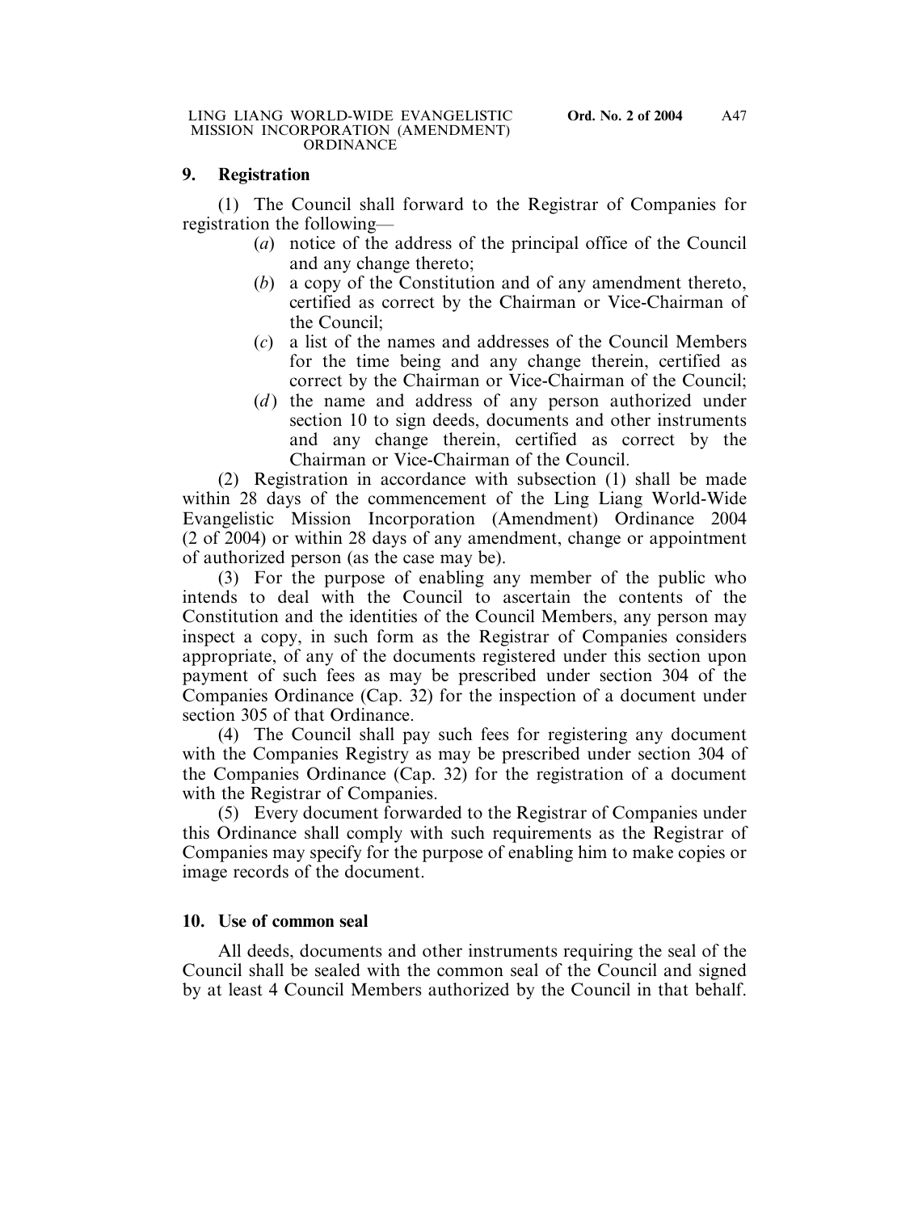### 9. Registration

(1) The Council shall forward to the Registrar of Companies for registration the following—

(*a*) notice of the address of the principal office of the Council and any change thereto;

(*b*) a copy of the Constitution and of any amendment thereto, certified as correct by the Chairman or Vice-Chairman of the Council;

(*c*) a list of the names and addresses of the Council Members for the time being and any change therein, certified as correct by the Chairman or Vice-Chairman of the Council;

(*d*) the name and address of any person authorized under section 10 to sign deeds, documents and other instruments and any change therein, certified as correct by the Chairman or Vice-Chairman of the Council.

(2) Registration in accordance with subsection (1) shall be made within 28 days of the commencement of the Ling Liang World-Wide Evangelistic Mission Incorporation (Amendment) Ordinance 2004 (2 of 2004) or within 28 days of any amendment, change or appointment of authorized person (as the case may be).

(3) For the purpose of enabling any member of the public who intends to deal with the Council to ascertain the contents of the Constitution and the identities of the Council Members, any person may inspect a copy, in such form as the Registrar of Companies considers appropriate, of any of the documents registered under this section upon payment of such fees as may be prescribed under section 304 of the Companies Ordinance (Cap. 32) for the inspection of a document under section 305 of that Ordinance.

(4) The Council shall pay such fees for registering any document with the Companies Registry as may be prescribed under section 304 of the Companies Ordinance (Cap. 32) for the registration of a document with the Registrar of Companies.

(5) Every document forwarded to the Registrar of Companies under this Ordinance shall comply with such requirements as the Registrar of Companies may specify for the purpose of enabling him to make copies or image records of the document.

### 10. Use of common seal

All deeds, documents and other instruments requiring the seal of the Council shall be sealed with the common seal of the Council and signed by at least 4 Council Members authorized by the Council in that behalf.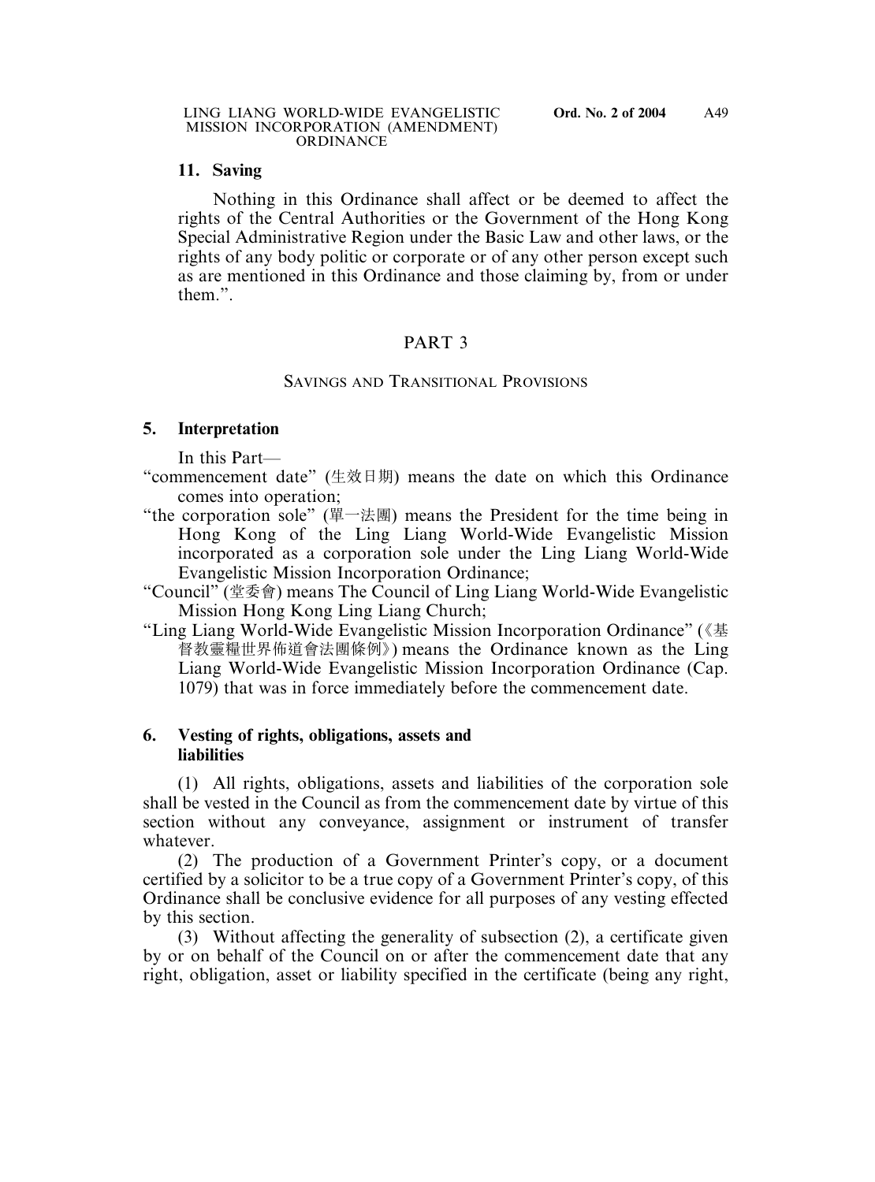### 11. Saving

Nothing in this Ordinance shall affect or be deemed to affect the rights of the Central Authorities or the Government of the Hong Kong Special Administrative Region under the Basic Law and other laws, or the rights of any body politic or corporate or of any other person except such as are mentioned in this Ordinance and those claiming by, from or under them.".

## PART 3

## SAVINGS AND TRANSITIONAL PROVISIONS

### 5. Interpretation

In this Part—

"commencement date" (生效日期) means the date on which this Ordinance comes into operation;

"the corporation sole" (單一法團) means the President for the time being in Hong Kong of the Ling Liang World-Wide Evangelistic Mission incorporated as a corporation sole under the Ling Liang World-Wide Evangelistic Mission Incorporation Ordinance;

"Council" (堂委會) means The Council of Ling Liang World-Wide Evangelistic Mission Hong Kong Ling Liang Church;

"Ling Liang World-Wide Evangelistic Mission Incorporation Ordinance" (《基督教靈糧世界佈道會法團條例》) means the Ordinance known as the Ling Liang World-Wide Evangelistic Mission Incorporation Ordinance (Cap. 1079) that was in force immediately before the commencement date.

### 6. Vesting of rights, obligations, assets and liabilities

(1) All rights, obligations, assets and liabilities of the corporation sole shall be vested in the Council as from the commencement date by virtue of this section without any conveyance, assignment or instrument of transfer whatever.

(2) The production of a Government Printer's copy, or a document certified by a solicitor to be a true copy of a Government Printer's copy, of this Ordinance shall be conclusive evidence for all purposes of any vesting effected by this section.

(3) Without affecting the generality of subsection (2), a certificate given by or on behalf of the Council on or after the commencement date that any right, obligation, asset or liability specified in the certificate (being any right,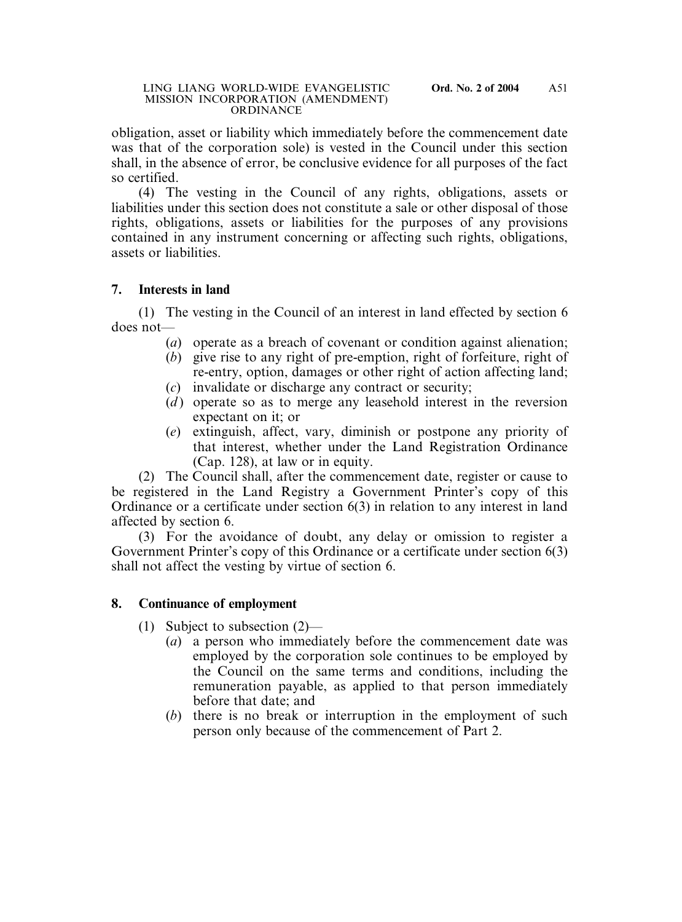obligation, asset or liability which immediately before the commencement date was that of the corporation sole) is vested in the Council under this section shall, in the absence of error, be conclusive evidence for all purposes of the fact so certified.

(4) The vesting in the Council of any rights, obligations, assets or liabilities under this section does not constitute a sale or other disposal of those rights, obligations, assets or liabilities for the purposes of any provisions contained in any instrument concerning or affecting such rights, obligations, assets or liabilities.

### 7. Interests in land

(1) The vesting in the Council of an interest in land effected by section 6 does not—

(*a*) operate as a breach of covenant or condition against alienation;

(*b*) give rise to any right of pre-emption, right of forfeiture, right of re-entry, option, damages or other right of action affecting land;

(*c*) invalidate or discharge any contract or security;

(*d*) operate so as to merge any leasehold interest in the reversion expectant on it; or

(*e*) extinguish, affect, vary, diminish or postpone any priority of that interest, whether under the Land Registration Ordinance (Cap. 128), at law or in equity.

(2) The Council shall, after the commencement date, register or cause to be registered in the Land Registry a Government Printer's copy of this Ordinance or a certificate under section 6(3) in relation to any interest in land affected by section 6.

(3) For the avoidance of doubt, any delay or omission to register a Government Printer's copy of this Ordinance or a certificate under section 6(3) shall not affect the vesting by virtue of section 6.

### 8. Continuance of employment

(1) Subject to subsection (2)—

(*a*) a person who immediately before the commencement date was employed by the corporation sole continues to be employed by the Council on the same terms and conditions, including the remuneration payable, as applied to that person immediately before that date; and

(*b*) there is no break or interruption in the employment of such person only because of the commencement of Part 2.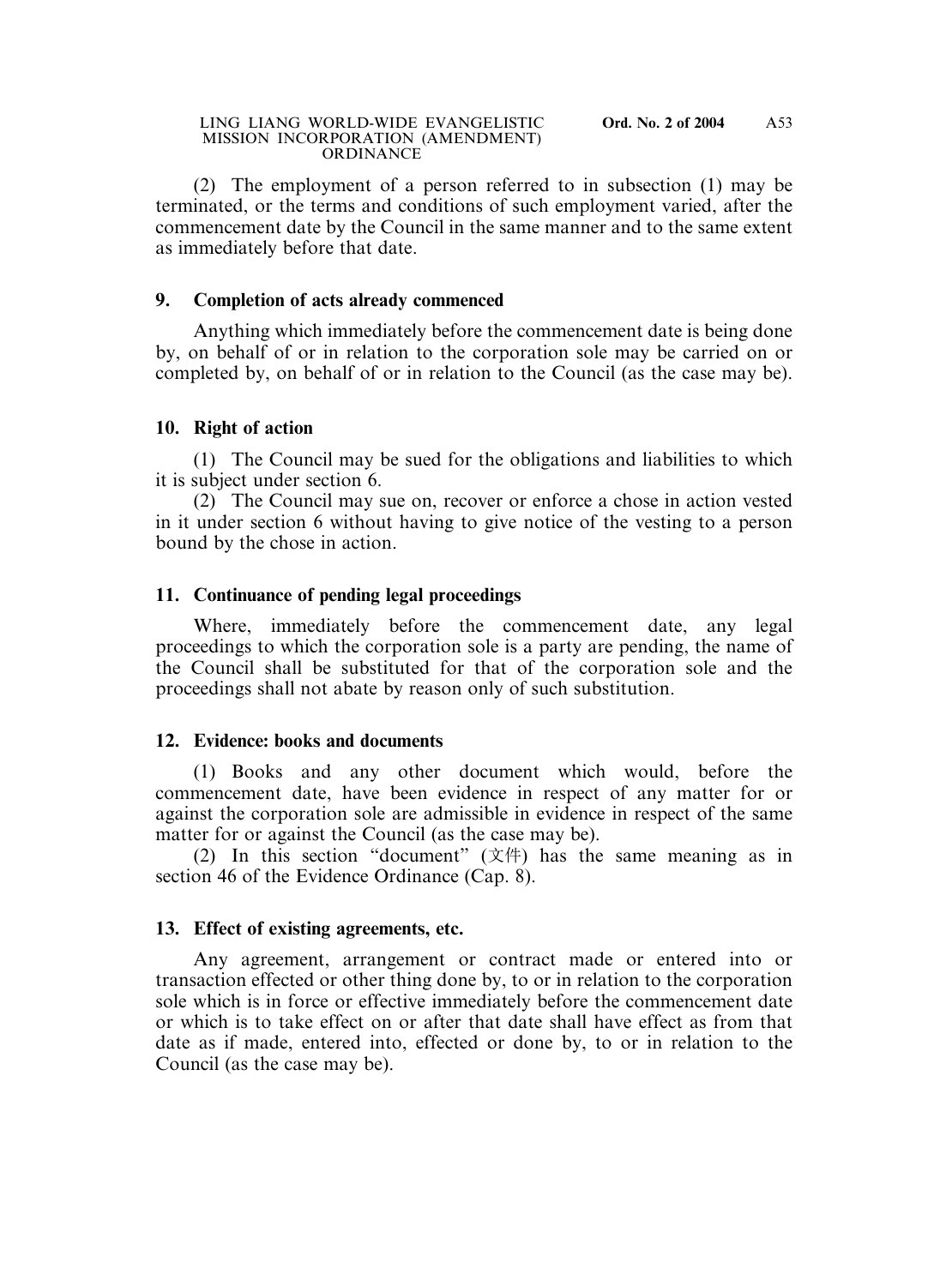(2) The employment of a person referred to in subsection (1) may be terminated, or the terms and conditions of such employment varied, after the commencement date by the Council in the same manner and to the same extent as immediately before that date.

### 9. Completion of acts already commenced

Anything which immediately before the commencement date is being done by, on behalf of or in relation to the corporation sole may be carried on or completed by, on behalf of or in relation to the Council (as the case may be).

### 10. Right of action

(1) The Council may be sued for the obligations and liabilities to which it is subject under section 6.

(2) The Council may sue on, recover or enforce a chose in action vested in it under section 6 without having to give notice of the vesting to a person bound by the chose in action.

### 11. Continuance of pending legal proceedings

Where, immediately before the commencement date, any legal proceedings to which the corporation sole is a party are pending, the name of the Council shall be substituted for that of the corporation sole and the proceedings shall not abate by reason only of such substitution.

### 12. Evidence: books and documents

(1) Books and any other document which would, before the commencement date, have been evidence in respect of any matter for or against the corporation sole are admissible in evidence in respect of the same matter for or against the Council (as the case may be).

(2) In this section "document" (文件) has the same meaning as in section 46 of the Evidence Ordinance (Cap. 8).

### 13. Effect of existing agreements, etc.

Any agreement, arrangement or contract made or entered into or transaction effected or other thing done by, to or in relation to the corporation sole which is in force or effective immediately before the commencement date or which is to take effect on or after that date shall have effect as from that date as if made, entered into, effected or done by, to or in relation to the Council (as the case may be).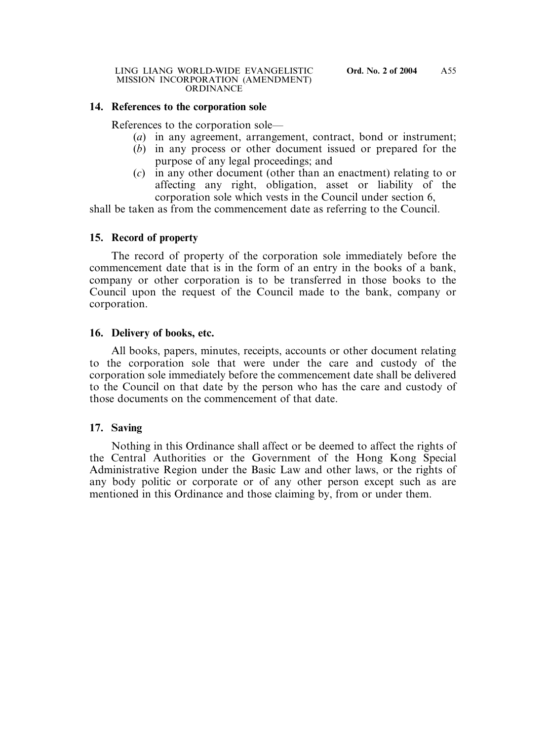**14. References to the corporation sole**

References to the corporation sole—

(*a*) in any agreement, arrangement, contract, bond or instrument;

(*b*) in any process or other document issued or prepared for the purpose of any legal proceedings; and

(*c*) in any other document (other than an enactment) relating to or affecting any right, obligation, asset or liability of the corporation sole which vests in the Council under section 6,

shall be taken as from the commencement date as referring to the Council.

**15. Record of property**

The record of property of the corporation sole immediately before the commencement date that is in the form of an entry in the books of a bank, company or other corporation is to be transferred in those books to the Council upon the request of the Council made to the bank, company or corporation.

**16. Delivery of books, etc.**

All books, papers, minutes, receipts, accounts or other document relating to the corporation sole that were under the care and custody of the corporation sole immediately before the commencement date shall be delivered to the Council on that date by the person who has the care and custody of those documents on the commencement of that date.

**17. Saving**

Nothing in this Ordinance shall affect or be deemed to affect the rights of the Central Authorities or the Government of the Hong Kong Special Administrative Region under the Basic Law and other laws, or the rights of any body politic or corporate or of any other person except such as are mentioned in this Ordinance and those claiming by, from or under them.